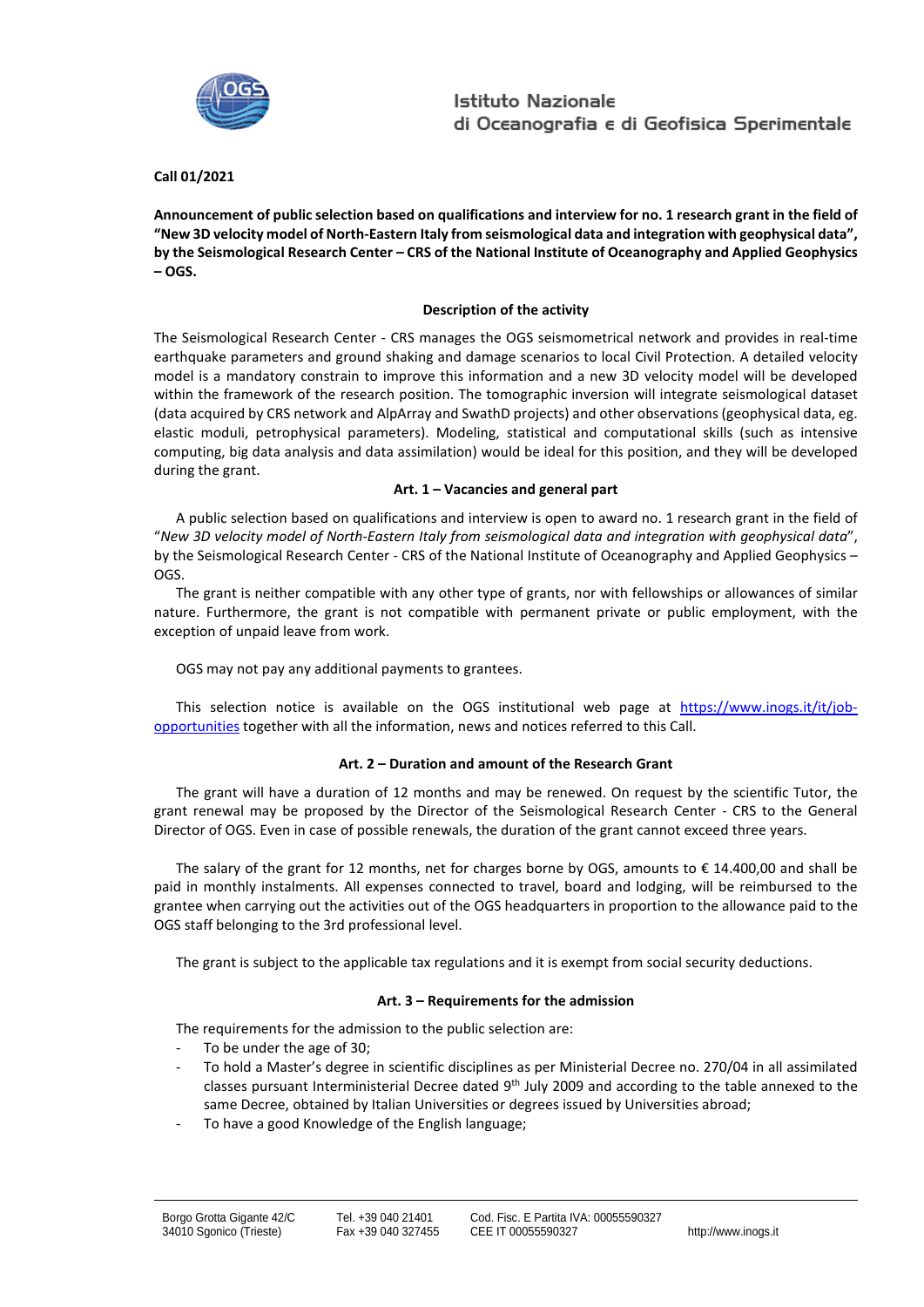Istituto Nazionale
di Oceanografia e di Geofisica Sperimentale

**Call 01/2021**

**Announcement of public selection based on qualifications and interview for no. 1 research grant in the field of "New 3D velocity model of North-Eastern Italy from seismological data and integration with geophysical data", by the Seismological Research Center – CRS of the National Institute of Oceanography and Applied Geophysics – OGS.**

### Description of the activity

The Seismological Research Center - CRS manages the OGS seismometrical network and provides in real-time earthquake parameters and ground shaking and damage scenarios to local Civil Protection. A detailed velocity model is a mandatory constrain to improve this information and a new 3D velocity model will be developed within the framework of the research position. The tomographic inversion will integrate seismological dataset (data acquired by CRS network and AlpArray and SwathD projects) and other observations (geophysical data, eg. elastic moduli, petrophysical parameters). Modeling, statistical and computational skills (such as intensive computing, big data analysis and data assimilation) would be ideal for this position, and they will be developed during the grant.

### Art. 1 – Vacancies and general part

A public selection based on qualifications and interview is open to award no. 1 research grant in the field of "*New 3D velocity model of North-Eastern Italy from seismological data and integration with geophysical data*", by the Seismological Research Center - CRS of the National Institute of Oceanography and Applied Geophysics – OGS.

The grant is neither compatible with any other type of grants, nor with fellowships or allowances of similar nature. Furthermore, the grant is not compatible with permanent private or public employment, with the exception of unpaid leave from work.

OGS may not pay any additional payments to grantees.

This selection notice is available on the OGS institutional web page at [https://www.inogs.it/it/job-opportunities](https://www.inogs.it/it/job-opportunities) together with all the information, news and notices referred to this Call.

### Art. 2 – Duration and amount of the Research Grant

The grant will have a duration of 12 months and may be renewed. On request by the scientific Tutor, the grant renewal may be proposed by the Director of the Seismological Research Center - CRS to the General Director of OGS. Even in case of possible renewals, the duration of the grant cannot exceed three years.

The salary of the grant for 12 months, net for charges borne by OGS, amounts to € 14.400,00 and shall be paid in monthly instalments. All expenses connected to travel, board and lodging, will be reimbursed to the grantee when carrying out the activities out of the OGS headquarters in proportion to the allowance paid to the OGS staff belonging to the 3rd professional level.

The grant is subject to the applicable tax regulations and it is exempt from social security deductions.

### Art. 3 – Requirements for the admission

The requirements for the admission to the public selection are:

- To be under the age of 30;
- To hold a Master's degree in scientific disciplines as per Ministerial Decree no. 270/04 in all assimilated classes pursuant Interministerial Decree dated 9th July 2009 and according to the table annexed to the same Decree, obtained by Italian Universities or degrees issued by Universities abroad;
- To have a good Knowledge of the English language;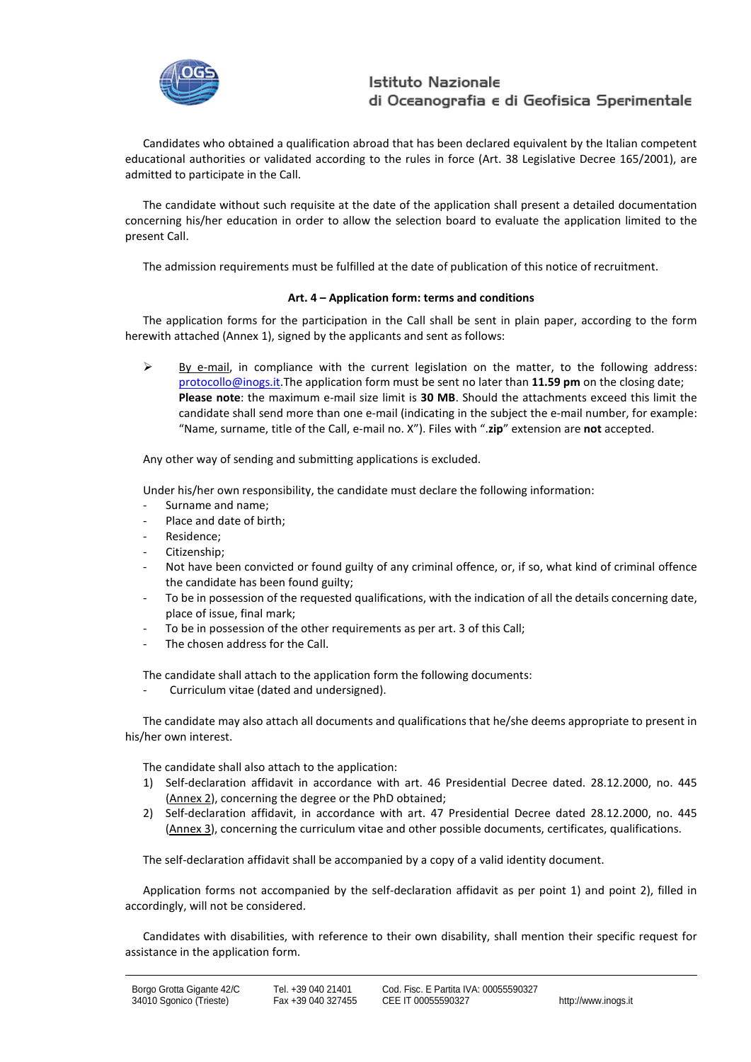Candidates who obtained a qualification abroad that has been declared equivalent by the Italian competent educational authorities or validated according to the rules in force (Art. 38 Legislative Decree 165/2001), are admitted to participate in the Call.

The candidate without such requisite at the date of the application shall present a detailed documentation concerning his/her education in order to allow the selection board to evaluate the application limited to the present Call.

The admission requirements must be fulfilled at the date of publication of this notice of recruitment.

### Art. 4 – Application form: terms and conditions

The application forms for the participation in the Call shall be sent in plain paper, according to the form herewith attached (Annex 1), signed by the applicants and sent as follows:

- By e-mail, in compliance with the current legislation on the matter, to the following address: protocollo@inogs.it.The application form must be sent no later than **11.59 pm** on the closing date; **Please note**: the maximum e-mail size limit is **30 MB**. Should the attachments exceed this limit the candidate shall send more than one e-mail (indicating in the subject the e-mail number, for example: "Name, surname, title of the Call, e-mail no. X"). Files with "**.zip**" extension are **not** accepted.

Any other way of sending and submitting applications is excluded.

Under his/her own responsibility, the candidate must declare the following information:

- Surname and name;
- Place and date of birth;
- Residence;
- Citizenship;
- Not have been convicted or found guilty of any criminal offence, or, if so, what kind of criminal offence the candidate has been found guilty;
- To be in possession of the requested qualifications, with the indication of all the details concerning date, place of issue, final mark;
- To be in possession of the other requirements as per art. 3 of this Call;
- The chosen address for the Call.

The candidate shall attach to the application form the following documents:

- Curriculum vitae (dated and undersigned).

The candidate may also attach all documents and qualifications that he/she deems appropriate to present in his/her own interest.

The candidate shall also attach to the application:

1) Self-declaration affidavit in accordance with art. 46 Presidential Decree dated. 28.12.2000, no. 445 (Annex 2), concerning the degree or the PhD obtained;
2) Self-declaration affidavit, in accordance with art. 47 Presidential Decree dated 28.12.2000, no. 445 (Annex 3), concerning the curriculum vitae and other possible documents, certificates, qualifications.

The self-declaration affidavit shall be accompanied by a copy of a valid identity document.

Application forms not accompanied by the self-declaration affidavit as per point 1) and point 2), filled in accordingly, will not be considered.

Candidates with disabilities, with reference to their own disability, shall mention their specific request for assistance in the application form.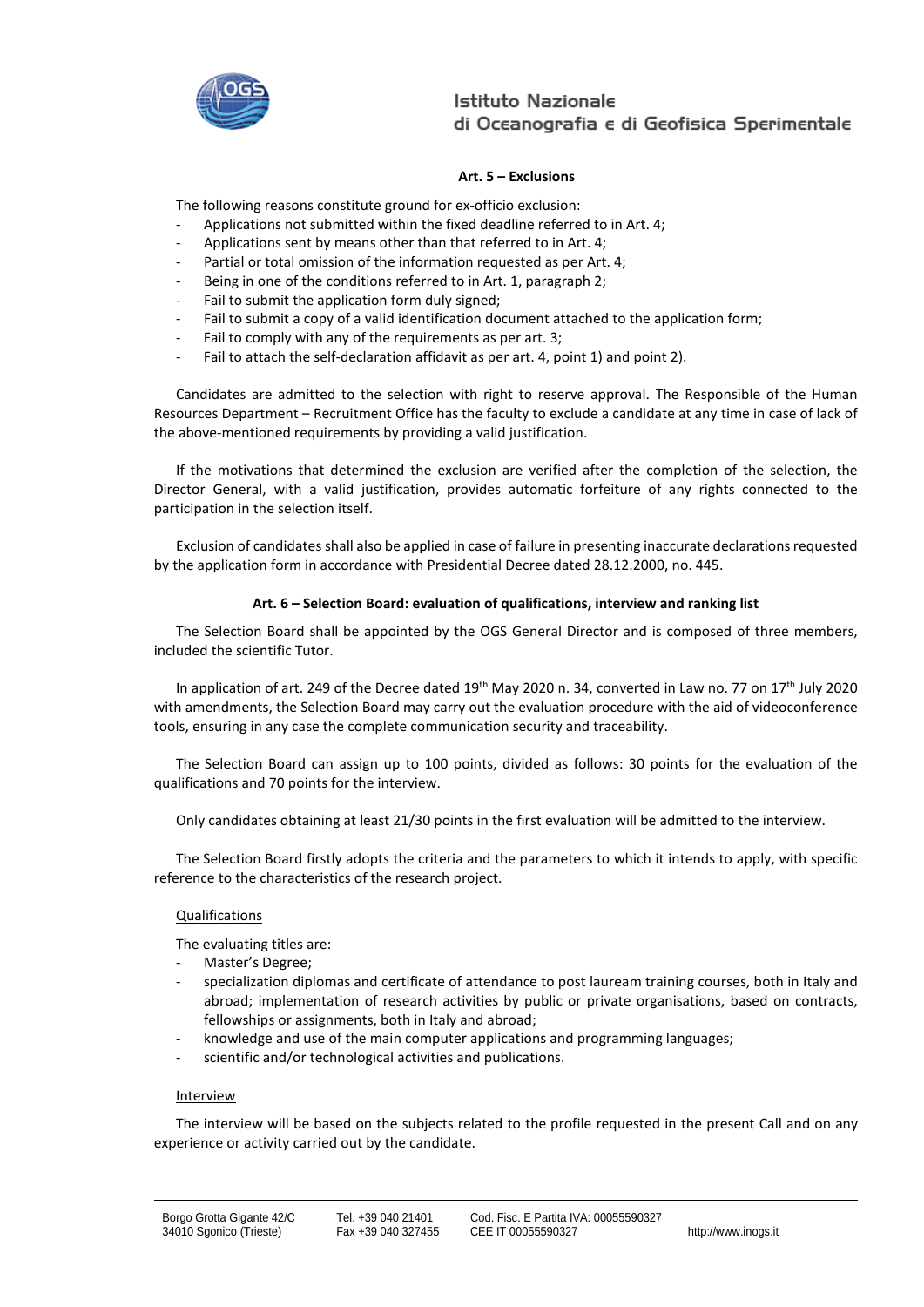### Art. 5 – Exclusions

The following reasons constitute ground for ex-officio exclusion:

- Applications not submitted within the fixed deadline referred to in Art. 4;
- Applications sent by means other than that referred to in Art. 4;
- Partial or total omission of the information requested as per Art. 4;
- Being in one of the conditions referred to in Art. 1, paragraph 2;
- Fail to submit the application form duly signed;
- Fail to submit a copy of a valid identification document attached to the application form;
- Fail to comply with any of the requirements as per art. 3;
- Fail to attach the self-declaration affidavit as per art. 4, point 1) and point 2).

Candidates are admitted to the selection with right to reserve approval. The Responsible of the Human Resources Department – Recruitment Office has the faculty to exclude a candidate at any time in case of lack of the above-mentioned requirements by providing a valid justification.

If the motivations that determined the exclusion are verified after the completion of the selection, the Director General, with a valid justification, provides automatic forfeiture of any rights connected to the participation in the selection itself.

Exclusion of candidates shall also be applied in case of failure in presenting inaccurate declarations requested by the application form in accordance with Presidential Decree dated 28.12.2000, no. 445.

### Art. 6 – Selection Board: evaluation of qualifications, interview and ranking list

The Selection Board shall be appointed by the OGS General Director and is composed of three members, included the scientific Tutor.

In application of art. 249 of the Decree dated 19th May 2020 n. 34, converted in Law no. 77 on 17th July 2020 with amendments, the Selection Board may carry out the evaluation procedure with the aid of videoconference tools, ensuring in any case the complete communication security and traceability.

The Selection Board can assign up to 100 points, divided as follows: 30 points for the evaluation of the qualifications and 70 points for the interview.

Only candidates obtaining at least 21/30 points in the first evaluation will be admitted to the interview.

The Selection Board firstly adopts the criteria and the parameters to which it intends to apply, with specific reference to the characteristics of the research project.

Qualifications

The evaluating titles are:

- Master's Degree;
- specialization diplomas and certificate of attendance to post lauream training courses, both in Italy and abroad; implementation of research activities by public or private organisations, based on contracts, fellowships or assignments, both in Italy and abroad;
- knowledge and use of the main computer applications and programming languages;
- scientific and/or technological activities and publications.

Interview

The interview will be based on the subjects related to the profile requested in the present Call and on any experience or activity carried out by the candidate.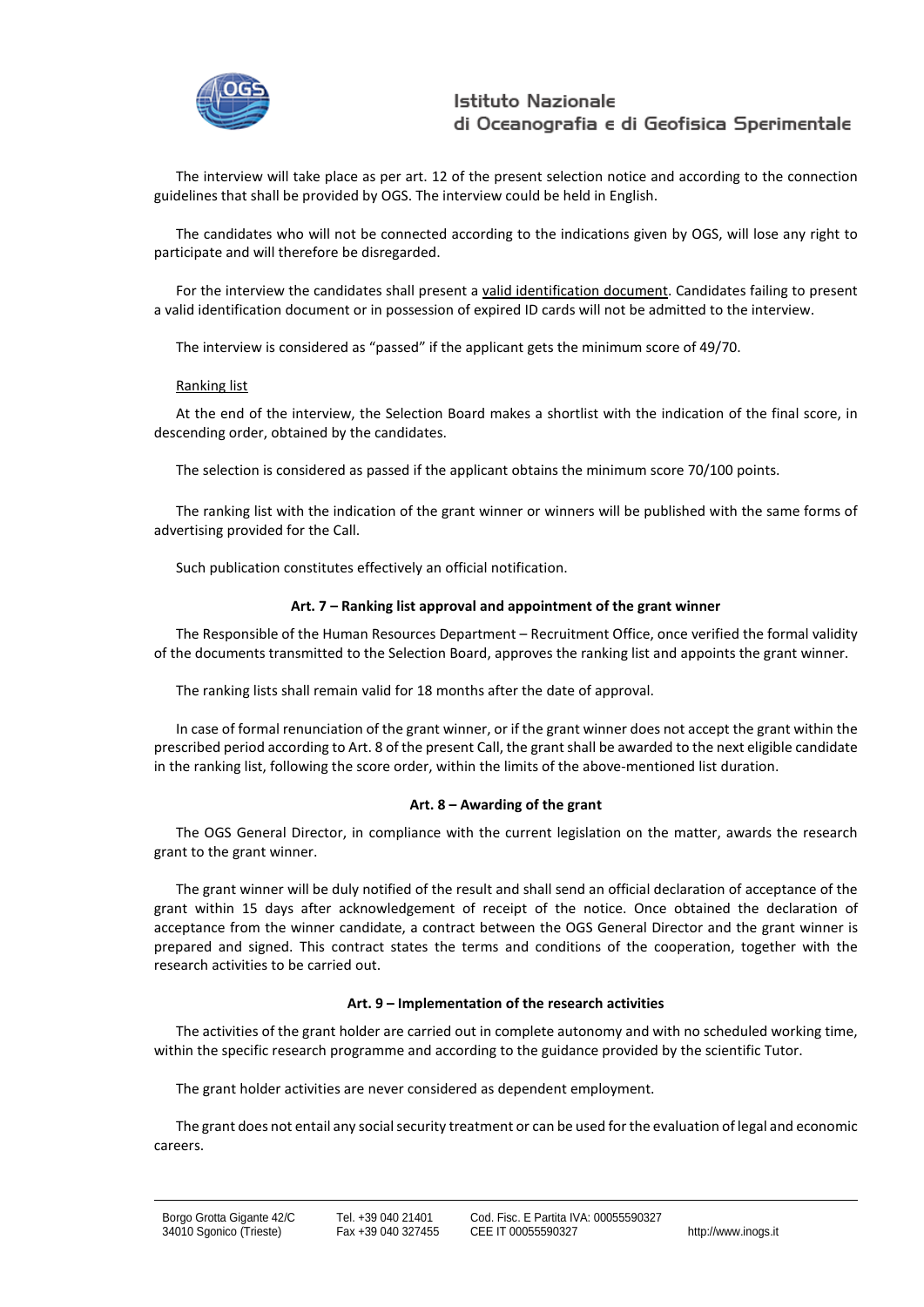The interview will take place as per art. 12 of the present selection notice and according to the connection guidelines that shall be provided by OGS. The interview could be held in English.

The candidates who will not be connected according to the indications given by OGS, will lose any right to participate and will therefore be disregarded.

For the interview the candidates shall present a valid identification document. Candidates failing to present a valid identification document or in possession of expired ID cards will not be admitted to the interview.

The interview is considered as "passed" if the applicant gets the minimum score of 49/70.

Ranking list

At the end of the interview, the Selection Board makes a shortlist with the indication of the final score, in descending order, obtained by the candidates.

The selection is considered as passed if the applicant obtains the minimum score 70/100 points.

The ranking list with the indication of the grant winner or winners will be published with the same forms of advertising provided for the Call.

Such publication constitutes effectively an official notification.

### Art. 7 – Ranking list approval and appointment of the grant winner

The Responsible of the Human Resources Department – Recruitment Office, once verified the formal validity of the documents transmitted to the Selection Board, approves the ranking list and appoints the grant winner.

The ranking lists shall remain valid for 18 months after the date of approval.

In case of formal renunciation of the grant winner, or if the grant winner does not accept the grant within the prescribed period according to Art. 8 of the present Call, the grant shall be awarded to the next eligible candidate in the ranking list, following the score order, within the limits of the above-mentioned list duration.

### Art. 8 – Awarding of the grant

The OGS General Director, in compliance with the current legislation on the matter, awards the research grant to the grant winner.

The grant winner will be duly notified of the result and shall send an official declaration of acceptance of the grant within 15 days after acknowledgement of receipt of the notice. Once obtained the declaration of acceptance from the winner candidate, a contract between the OGS General Director and the grant winner is prepared and signed. This contract states the terms and conditions of the cooperation, together with the research activities to be carried out.

### Art. 9 – Implementation of the research activities

The activities of the grant holder are carried out in complete autonomy and with no scheduled working time, within the specific research programme and according to the guidance provided by the scientific Tutor.

The grant holder activities are never considered as dependent employment.

The grant does not entail any social security treatment or can be used for the evaluation of legal and economic careers.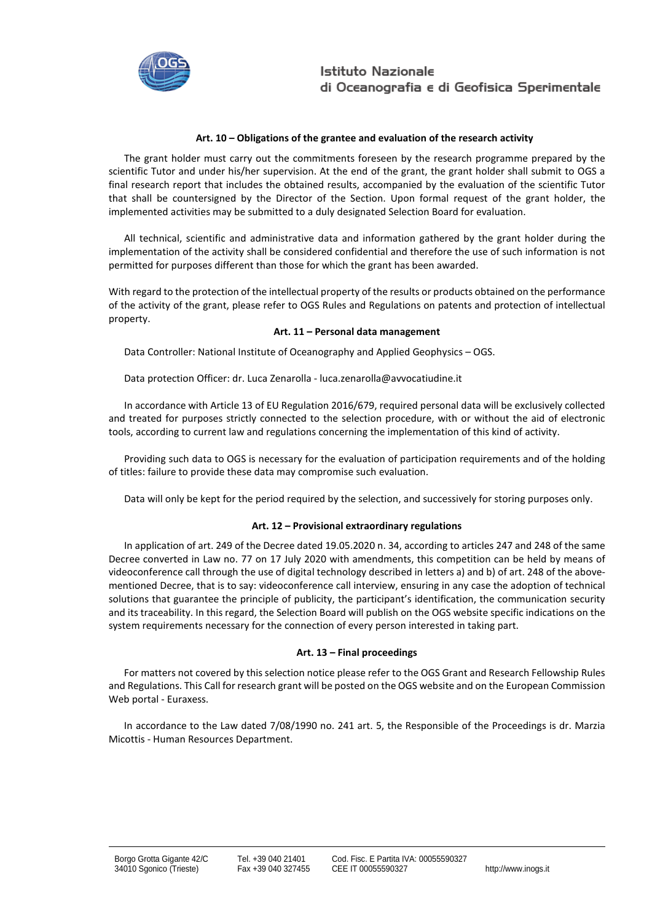**Art. 10 – Obligations of the grantee and evaluation of the research activity**

The grant holder must carry out the commitments foreseen by the research programme prepared by the scientific Tutor and under his/her supervision. At the end of the grant, the grant holder shall submit to OGS a final research report that includes the obtained results, accompanied by the evaluation of the scientific Tutor that shall be countersigned by the Director of the Section. Upon formal request of the grant holder, the implemented activities may be submitted to a duly designated Selection Board for evaluation.

All technical, scientific and administrative data and information gathered by the grant holder during the implementation of the activity shall be considered confidential and therefore the use of such information is not permitted for purposes different than those for which the grant has been awarded.

With regard to the protection of the intellectual property of the results or products obtained on the performance of the activity of the grant, please refer to OGS Rules and Regulations on patents and protection of intellectual property.

**Art. 11 – Personal data management**

Data Controller: National Institute of Oceanography and Applied Geophysics – OGS.

Data protection Officer: dr. Luca Zenarolla - luca.zenarolla@avvocatiudine.it

In accordance with Article 13 of EU Regulation 2016/679, required personal data will be exclusively collected and treated for purposes strictly connected to the selection procedure, with or without the aid of electronic tools, according to current law and regulations concerning the implementation of this kind of activity.

Providing such data to OGS is necessary for the evaluation of participation requirements and of the holding of titles: failure to provide these data may compromise such evaluation.

Data will only be kept for the period required by the selection, and successively for storing purposes only.

**Art. 12 – Provisional extraordinary regulations**

In application of art. 249 of the Decree dated 19.05.2020 n. 34, according to articles 247 and 248 of the same Decree converted in Law no. 77 on 17 July 2020 with amendments, this competition can be held by means of videoconference call through the use of digital technology described in letters a) and b) of art. 248 of the above-mentioned Decree, that is to say: videoconference call interview, ensuring in any case the adoption of technical solutions that guarantee the principle of publicity, the participant's identification, the communication security and its traceability. In this regard, the Selection Board will publish on the OGS website specific indications on the system requirements necessary for the connection of every person interested in taking part.

**Art. 13 – Final proceedings**

For matters not covered by this selection notice please refer to the OGS Grant and Research Fellowship Rules and Regulations. This Call for research grant will be posted on the OGS website and on the European Commission Web portal - Euraxess.

In accordance to the Law dated 7/08/1990 no. 241 art. 5, the Responsible of the Proceedings is dr. Marzia Micottis - Human Resources Department.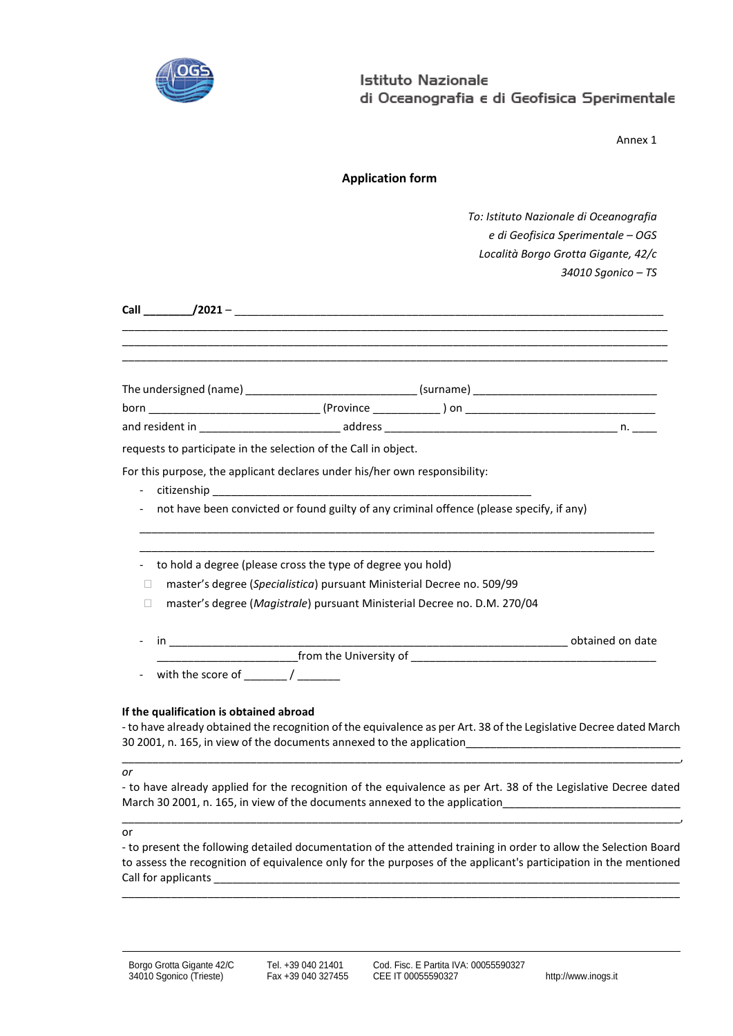Istituto Nazionale di Oceanografia e di Geofisica Sperimentale

Annex 1

## Application form

*To: Istituto Nazionale di Oceanografia*
*e di Geofisica Sperimentale – OGS*
*Località Borgo Grotta Gigante, 42/c*
*34010 Sgonico – TS*

**Call ________/2021** – ______________________________________________________________________
___________________________________________________________________________________
___________________________________________________________________________________
___________________________________________________________________________________

The undersigned (name) ____________________________ (surname) ______________________________
born ____________________________ (Province ___________ ) on _______________________________
and resident in ________________________ address _____________________________________ n. ____

requests to participate in the selection of the Call in object.

For this purpose, the applicant declares under his/her own responsibility:

- citizenship ______________________________________________________
- not have been convicted or found guilty of any criminal offence (please specify, if any)

___________________________________________________________________________________
___________________________________________________________________________________

- to hold a degree (please cross the type of degree you hold)
  - ☐ master's degree (*Specialistica*) pursuant Ministerial Decree no. 509/99
  - ☐ master's degree (*Magistrale*) pursuant Ministerial Decree no. D.M. 270/04
- in _________________________________________________________________ obtained on date ______________________ from the University of ________________________________________
- with the score of _______ / _______

**If the qualification is obtained abroad**

- to have already obtained the recognition of the equivalence as per Art. 38 of the Legislative Decree dated March 30 2001, n. 165, in view of the documents annexed to the application____________________________________
___________________________________________________________________________________,

*or*

- to have already applied for the recognition of the equivalence as per Art. 38 of the Legislative Decree dated March 30 2001, n. 165, in view of the documents annexed to the application_____________________________
___________________________________________________________________________________,

or

- to present the following detailed documentation of the attended training in order to allow the Selection Board to assess the recognition of equivalence only for the purposes of the applicant's participation in the mentioned Call for applicants ______________________________________________________________________________
___________________________________________________________________________________

Borgo Grotta Gigante 42/C
34010 Sgonico (Trieste)
Tel. +39 040 21401
Fax +39 040 327455
Cod. Fisc. E Partita IVA: 00055590327
CEE IT 00055590327
http://www.inogs.it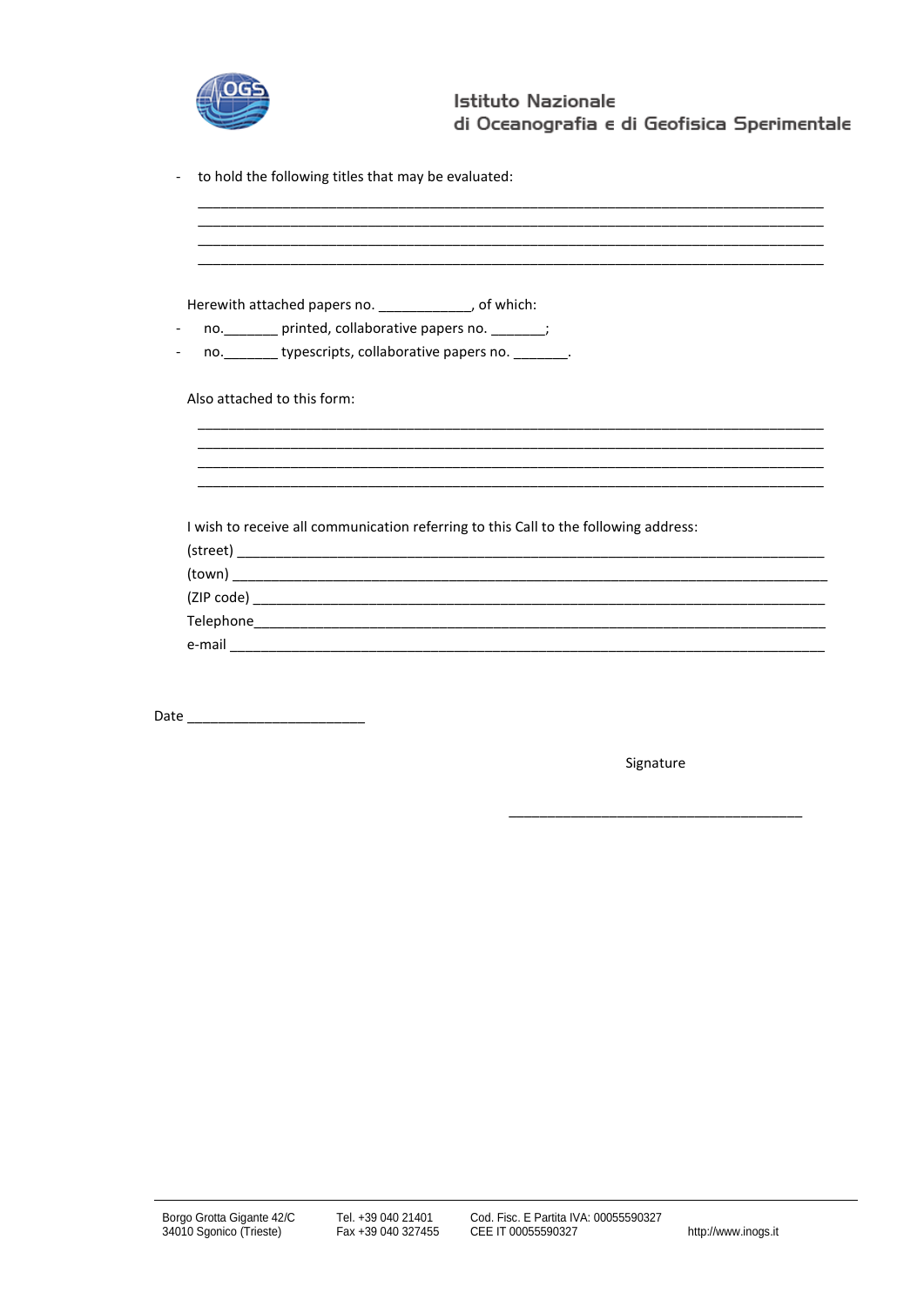- to hold the following titles that may be evaluated:

________________________________________________________________________________
________________________________________________________________________________
________________________________________________________________________________
________________________________________________________________________________

Herewith attached papers no. ____________, of which:

- no._______ printed, collaborative papers no. _______;
- no._______ typescripts, collaborative papers no. _______.

Also attached to this form:

________________________________________________________________________________
________________________________________________________________________________
________________________________________________________________________________
________________________________________________________________________________

I wish to receive all communication referring to this Call to the following address:

(street) ____________________________________________________________________________

(town) _____________________________________________________________________________

(ZIP code) __________________________________________________________________________

Telephone___________________________________________________________________________

e-mail _____________________________________________________________________________

Date _______________________

Signature

______________________________________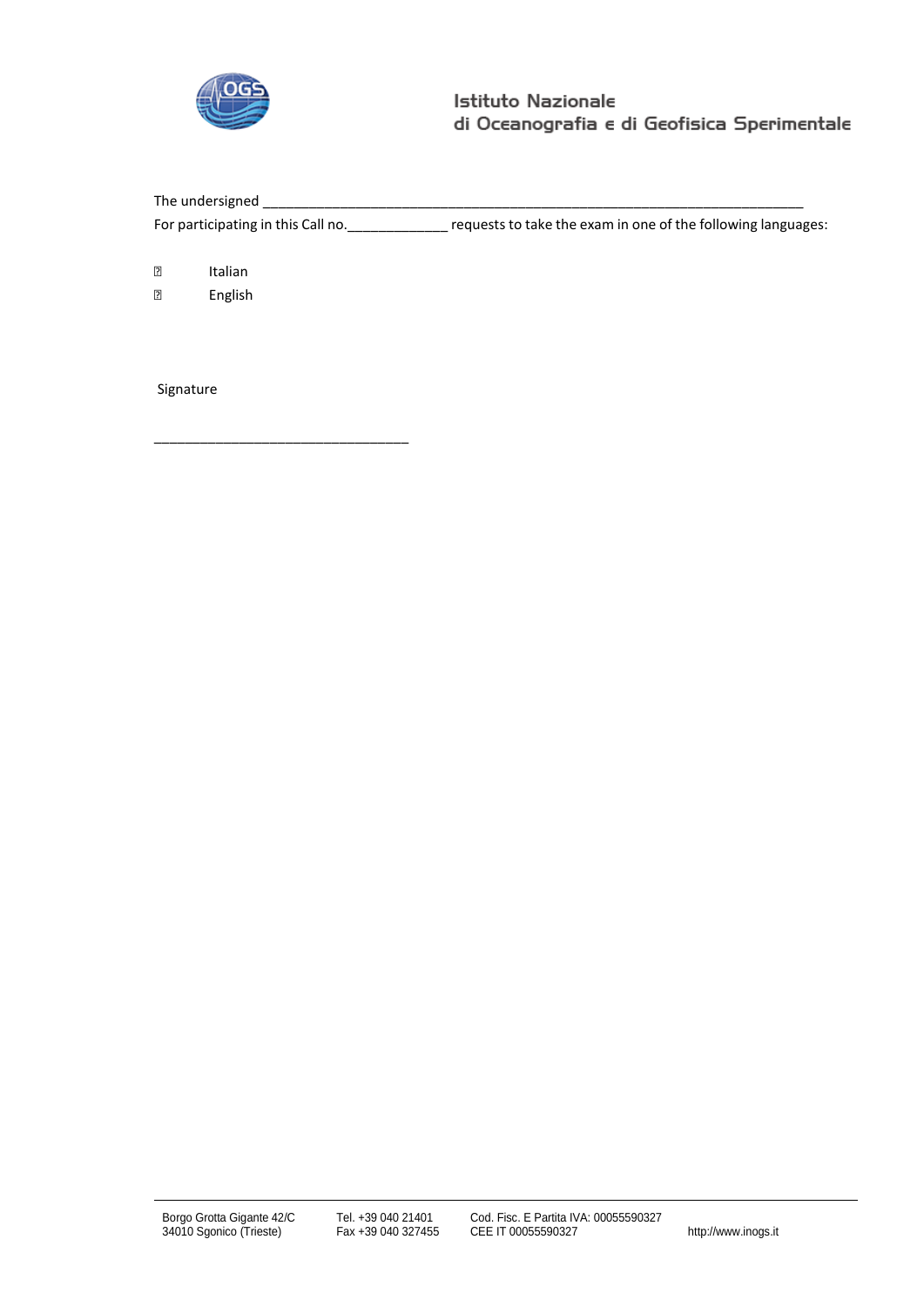Istituto Nazionale
di Oceanografia e di Geofisica Sperimentale

The undersigned ___________________________________________________________________________
For participating in this Call no._____________ requests to take the exam in one of the following languages:

- ☐ Italian
- ☐ English

Signature

_________________________________

Borgo Grotta Gigante 42/C
34010 Sgonico (Trieste)

Tel. +39 040 21401
Fax +39 040 327455

Cod. Fisc. E Partita IVA: 00055590327
CEE IT 00055590327

http://www.inogs.it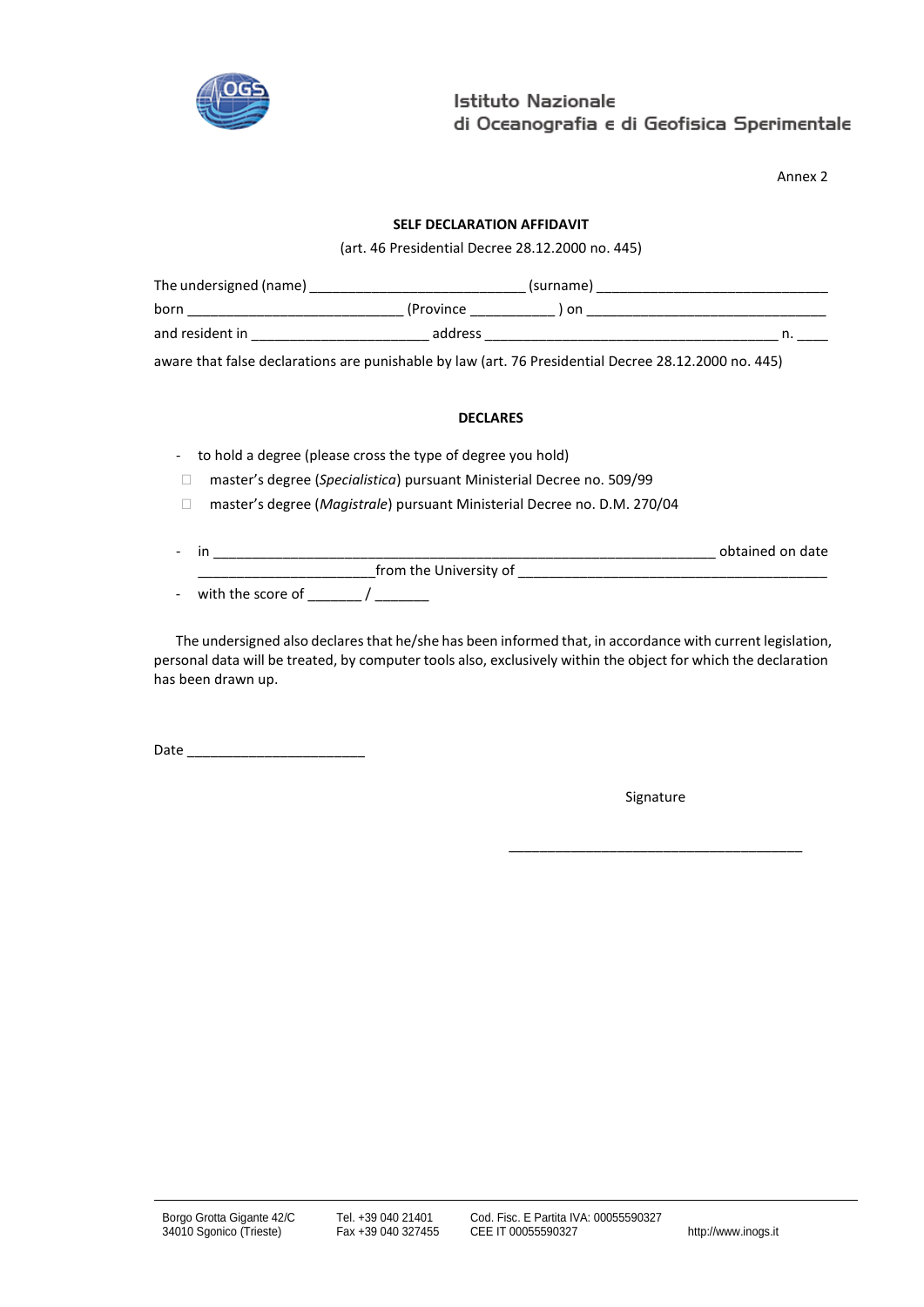Istituto Nazionale
di Oceanografia e di Geofisica Sperimentale

Annex 2

**SELF DECLARATION AFFIDAVIT**

(art. 46 Presidential Decree 28.12.2000 no. 445)

The undersigned (name) ___________________________ (surname) ______________________________
born ___________________________ (Province ___________ ) on ________________________________
and resident in ______________________ address _____________________________________ n. ____
aware that false declarations are punishable by law (art. 76 Presidential Decree 28.12.2000 no. 445)

**DECLARES**

- to hold a degree (please cross the type of degree you hold)
  - ☐ master's degree (*Specialistica*) pursuant Ministerial Decree no. 509/99
  - ☐ master's degree (*Magistrale*) pursuant Ministerial Decree no. D.M. 270/04
- in ________________________________________________________________ obtained on date ______________________ from the University of _______________________________________
- with the score of _______ / _______

The undersigned also declares that he/she has been informed that, in accordance with current legislation, personal data will be treated, by computer tools also, exclusively within the object for which the declaration has been drawn up.

Date _______________________

Signature

_______________________________________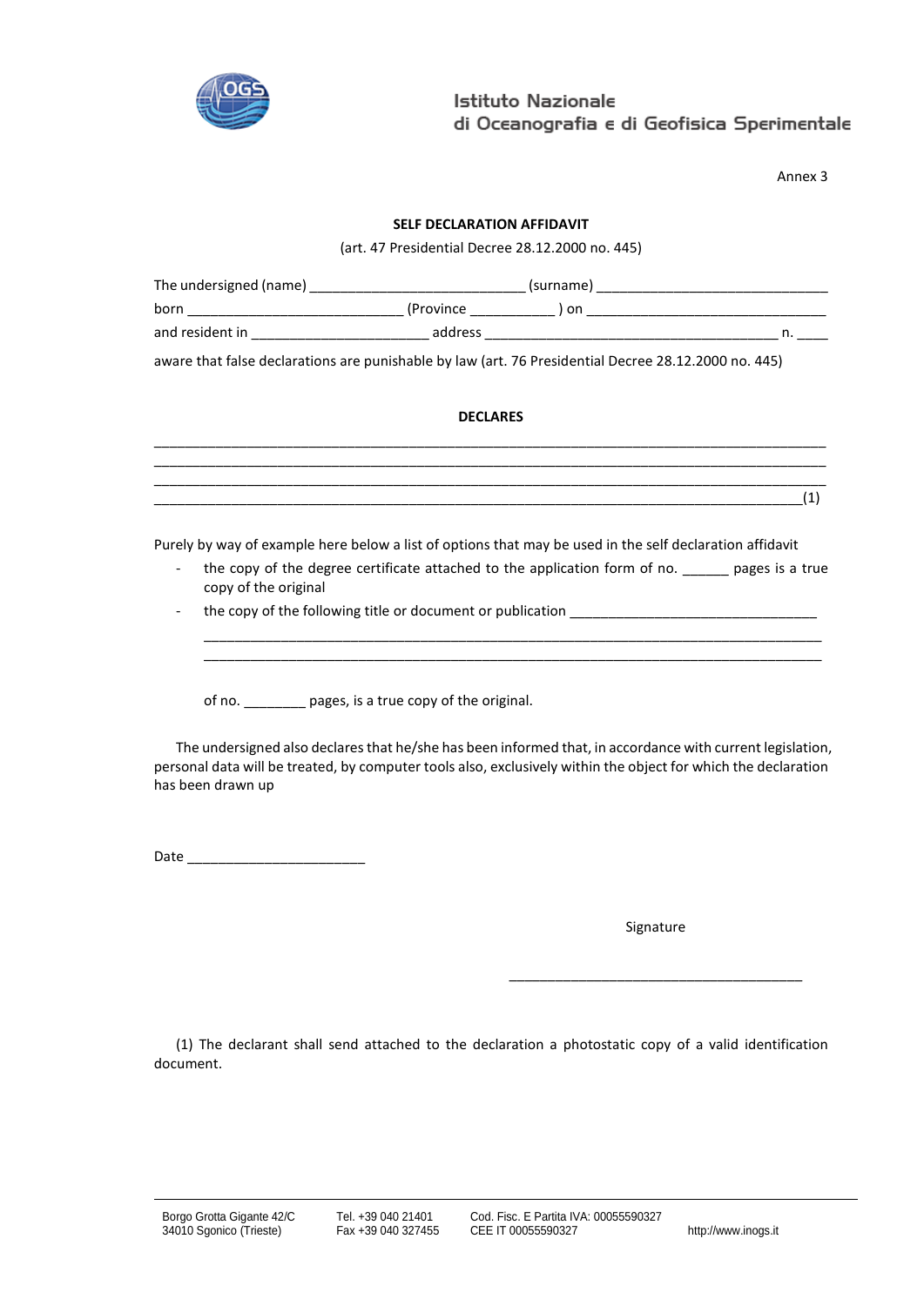Istituto Nazionale
di Oceanografia e di Geofisica Sperimentale

Annex 3

**SELF DECLARATION AFFIDAVIT**

(art. 47 Presidential Decree 28.12.2000 no. 445)

The undersigned (name) ___________________________ (surname) ______________________________
born ___________________________ (Province ___________ ) on _______________________________
and resident in ______________________ address _____________________________________ n. ____

aware that false declarations are punishable by law (art. 76 Presidential Decree 28.12.2000 no. 445)

**DECLARES**

_____________________________________________________________________________________
_____________________________________________________________________________________
_____________________________________________________________________________________
___________________________________________________________________________________(1)

Purely by way of example here below a list of options that may be used in the self declaration affidavit

- the copy of the degree certificate attached to the application form of no. ______ pages is a true copy of the original
- the copy of the following title or document or publication _______________________________
  _________________________________________________________________________________
  _________________________________________________________________________________

  of no. ________ pages, is a true copy of the original.

The undersigned also declares that he/she has been informed that, in accordance with current legislation, personal data will be treated, by computer tools also, exclusively within the object for which the declaration has been drawn up

Date _______________________

Signature

______________________________________

(1) The declarant shall send attached to the declaration a photostatic copy of a valid identification document.

Borgo Grotta Gigante 42/C
34010 Sgonico (Trieste)

Tel. +39 040 21401
Fax +39 040 327455

Cod. Fisc. E Partita IVA: 00055590327
CEE IT 00055590327

http://www.inogs.it